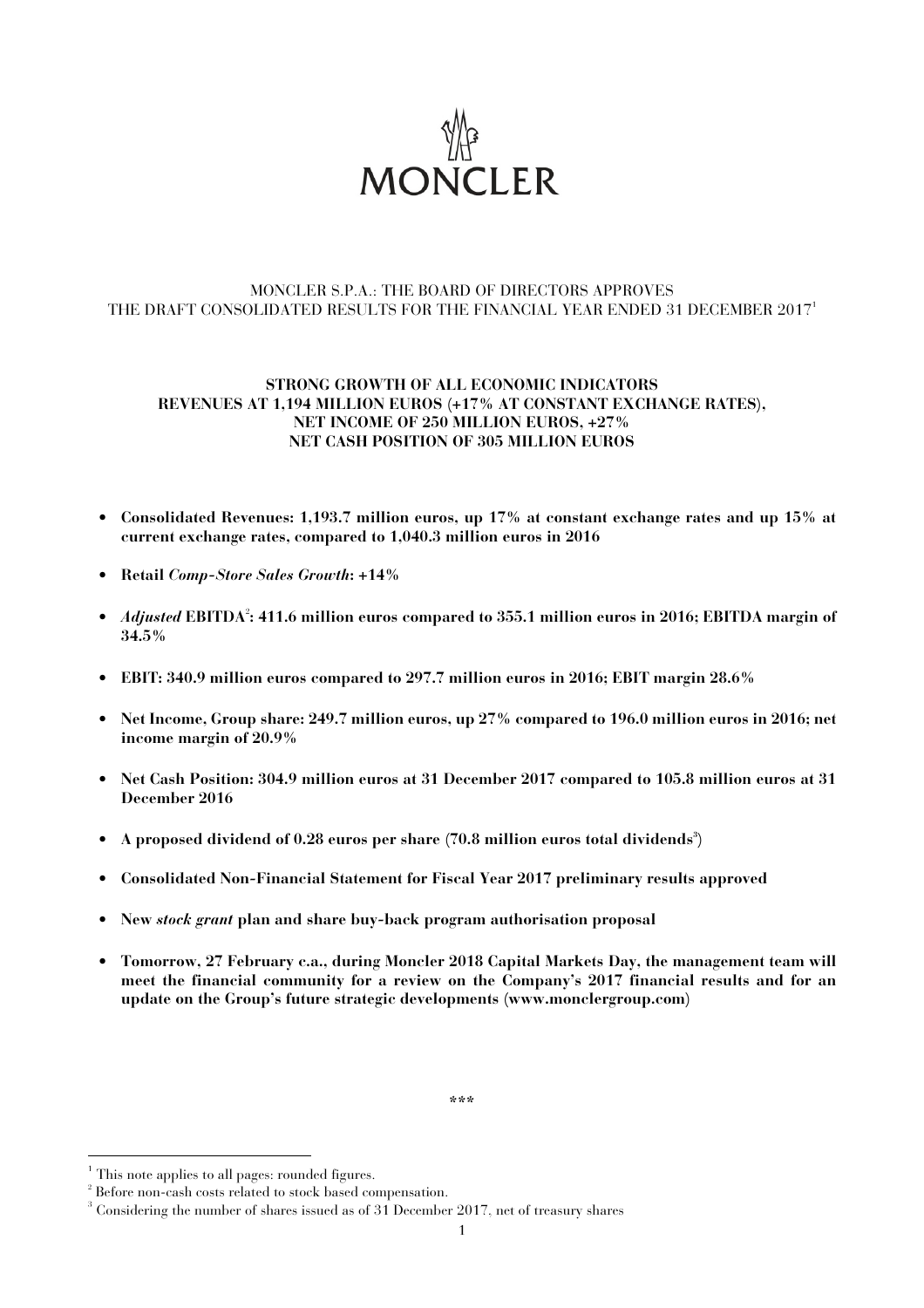MONCLER

MONCLER S.P.A.: THE BOARD OF DIRECTORS APPROVES
THE DRAFT CONSOLIDATED RESULTS FOR THE FINANCIAL YEAR ENDED 31 DECEMBER 2017[1]

**STRONG GROWTH OF ALL ECONOMIC INDICATORS**
**REVENUES AT 1,194 MILLION EUROS (+17% AT CONSTANT EXCHANGE RATES),**
**NET INCOME OF 250 MILLION EUROS, +27%**
**NET CASH POSITION OF 305 MILLION EUROS**

- **Consolidated Revenues: 1,193.7 million euros, up 17% at constant exchange rates and up 15% at current exchange rates, compared to 1,040.3 million euros in 2016**
- **Retail *Comp-Store Sales Growth*: +14%**
- ***Adjusted* EBITDA[2]: 411.6 million euros compared to 355.1 million euros in 2016; EBITDA margin of 34.5%**
- **EBIT: 340.9 million euros compared to 297.7 million euros in 2016; EBIT margin 28.6%**
- **Net Income, Group share: 249.7 million euros, up 27% compared to 196.0 million euros in 2016; net income margin of 20.9%**
- **Net Cash Position: 304.9 million euros at 31 December 2017 compared to 105.8 million euros at 31 December 2016**
- **A proposed dividend of 0.28 euros per share (70.8 million euros total dividends[3])**
- **Consolidated Non-Financial Statement for Fiscal Year 2017 preliminary results approved**
- **New *stock grant* plan and share buy-back program authorisation proposal**
- **Tomorrow, 27 February c.a., during Moncler 2018 Capital Markets Day, the management team will meet the financial community for a review on the Company's 2017 financial results and for an update on the Group's future strategic developments (www.monclergroup.com)**

\*\*\*

[1] This note applies to all pages: rounded figures.
[2] Before non-cash costs related to stock based compensation.
[3] Considering the number of shares issued as of 31 December 2017, net of treasury shares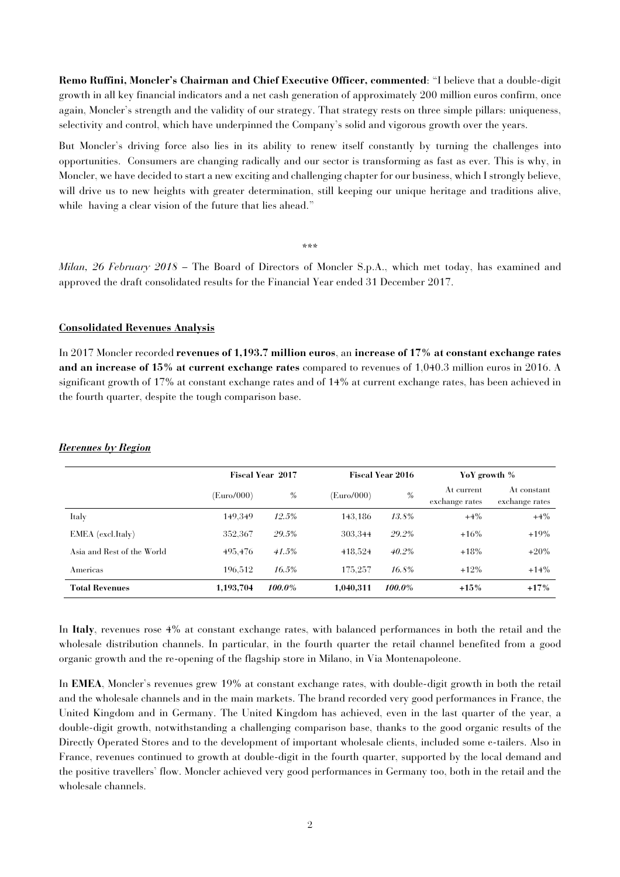**Remo Ruffini, Moncler's Chairman and Chief Executive Officer, commented**: "I believe that a double-digit growth in all key financial indicators and a net cash generation of approximately 200 million euros confirm, once again, Moncler's strength and the validity of our strategy. That strategy rests on three simple pillars: uniqueness, selectivity and control, which have underpinned the Company's solid and vigorous growth over the years.

But Moncler's driving force also lies in its ability to renew itself constantly by turning the challenges into opportunities. Consumers are changing radically and our sector is transforming as fast as ever. This is why, in Moncler, we have decided to start a new exciting and challenging chapter for our business, which I strongly believe, will drive us to new heights with greater determination, still keeping our unique heritage and traditions alive, while having a clear vision of the future that lies ahead."

\*\*\*

*Milan, 26 February 2018* – The Board of Directors of Moncler S.p.A., which met today, has examined and approved the draft consolidated results for the Financial Year ended 31 December 2017.

## Consolidated Revenues Analysis

In 2017 Moncler recorded **revenues of 1,193.7 million euros**, an **increase of 17% at constant exchange rates and an increase of 15% at current exchange rates** compared to revenues of 1,040.3 million euros in 2016. A significant growth of 17% at constant exchange rates and of 14% at current exchange rates, has been achieved in the fourth quarter, despite the tough comparison base.

### *Revenues by Region*

| | Fiscal Year 2017 | | Fiscal Year 2016 | | YoY growth % | |
|---|---|---|---|---|---|---|
| | (Euro/000) | % | (Euro/000) | % | At current exchange rates | At constant exchange rates |
| Italy | 149,349 | *12.5%* | 143,186 | *13.8%* | +4% | +4% |
| EMEA (excl.Italy) | 352,367 | *29.5%* | 303,344 | *29.2%* | +16% | +19% |
| Asia and Rest of the World | 495,476 | *41.5%* | 418,524 | *40.2%* | +18% | +20% |
| Americas | 196,512 | *16.5%* | 175,257 | *16.8%* | +12% | +14% |
| **Total Revenues** | **1,193,704** | ***100.0%*** | **1,040,311** | ***100.0%*** | **+15%** | **+17%** |

In **Italy**, revenues rose 4% at constant exchange rates, with balanced performances in both the retail and the wholesale distribution channels. In particular, in the fourth quarter the retail channel benefited from a good organic growth and the re-opening of the flagship store in Milano, in Via Montenapoleone.

In **EMEA**, Moncler's revenues grew 19% at constant exchange rates, with double-digit growth in both the retail and the wholesale channels and in the main markets. The brand recorded very good performances in France, the United Kingdom and in Germany. The United Kingdom has achieved, even in the last quarter of the year, a double-digit growth, notwithstanding a challenging comparison base, thanks to the good organic results of the Directly Operated Stores and to the development of important wholesale clients, included some e-tailers. Also in France, revenues continued to growth at double-digit in the fourth quarter, supported by the local demand and the positive travellers' flow. Moncler achieved very good performances in Germany too, both in the retail and the wholesale channels.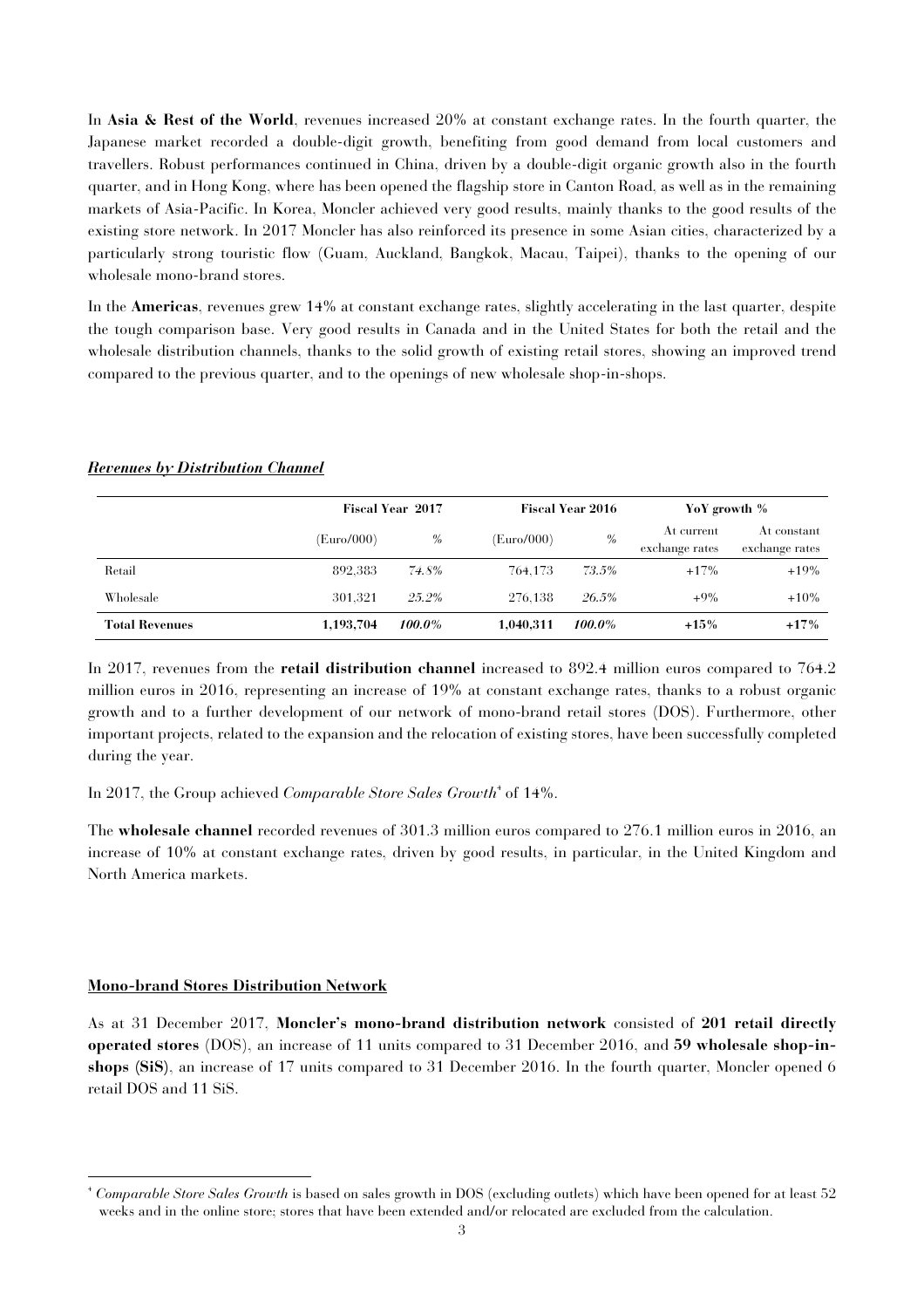In **Asia & Rest of the World**, revenues increased 20% at constant exchange rates. In the fourth quarter, the Japanese market recorded a double-digit growth, benefiting from good demand from local customers and travellers. Robust performances continued in China, driven by a double-digit organic growth also in the fourth quarter, and in Hong Kong, where has been opened the flagship store in Canton Road, as well as in the remaining markets of Asia-Pacific. In Korea, Moncler achieved very good results, mainly thanks to the good results of the existing store network. In 2017 Moncler has also reinforced its presence in some Asian cities, characterized by a particularly strong touristic flow (Guam, Auckland, Bangkok, Macau, Taipei), thanks to the opening of our wholesale mono-brand stores.

In the **Americas**, revenues grew 14% at constant exchange rates, slightly accelerating in the last quarter, despite the tough comparison base. Very good results in Canada and in the United States for both the retail and the wholesale distribution channels, thanks to the solid growth of existing retail stores, showing an improved trend compared to the previous quarter, and to the openings of new wholesale shop-in-shops.

***Revenues by Distribution Channel***

| | Fiscal Year 2017 | | Fiscal Year 2016 | | YoY growth % | |
|---|---|---|---|---|---|---|
| | (Euro/000) | % | (Euro/000) | % | At current exchange rates | At constant exchange rates |
| Retail | 892,383 | *74.8%* | 764,173 | *73.5%* | +17% | +19% |
| Wholesale | 301,321 | *25.2%* | 276,138 | *26.5%* | +9% | +10% |
| **Total Revenues** | **1,193,704** | ***100.0%*** | **1,040,311** | ***100.0%*** | **+15%** | **+17%** |

In 2017, revenues from the **retail distribution channel** increased to 892.4 million euros compared to 764.2 million euros in 2016, representing an increase of 19% at constant exchange rates, thanks to a robust organic growth and to a further development of our network of mono-brand retail stores (DOS). Furthermore, other important projects, related to the expansion and the relocation of existing stores, have been successfully completed during the year.

In 2017, the Group achieved *Comparable Store Sales Growth*[4] of 14%.

The **wholesale channel** recorded revenues of 301.3 million euros compared to 276.1 million euros in 2016, an increase of 10% at constant exchange rates, driven by good results, in particular, in the United Kingdom and North America markets.

**Mono-brand Stores Distribution Network**

As at 31 December 2017, **Moncler's mono-brand distribution network** consisted of **201 retail directly operated stores** (DOS), an increase of 11 units compared to 31 December 2016, and **59 wholesale shop-in-shops (SiS)**, an increase of 17 units compared to 31 December 2016. In the fourth quarter, Moncler opened 6 retail DOS and 11 SiS.

[4] *Comparable Store Sales Growth* is based on sales growth in DOS (excluding outlets) which have been opened for at least 52 weeks and in the online store; stores that have been extended and/or relocated are excluded from the calculation.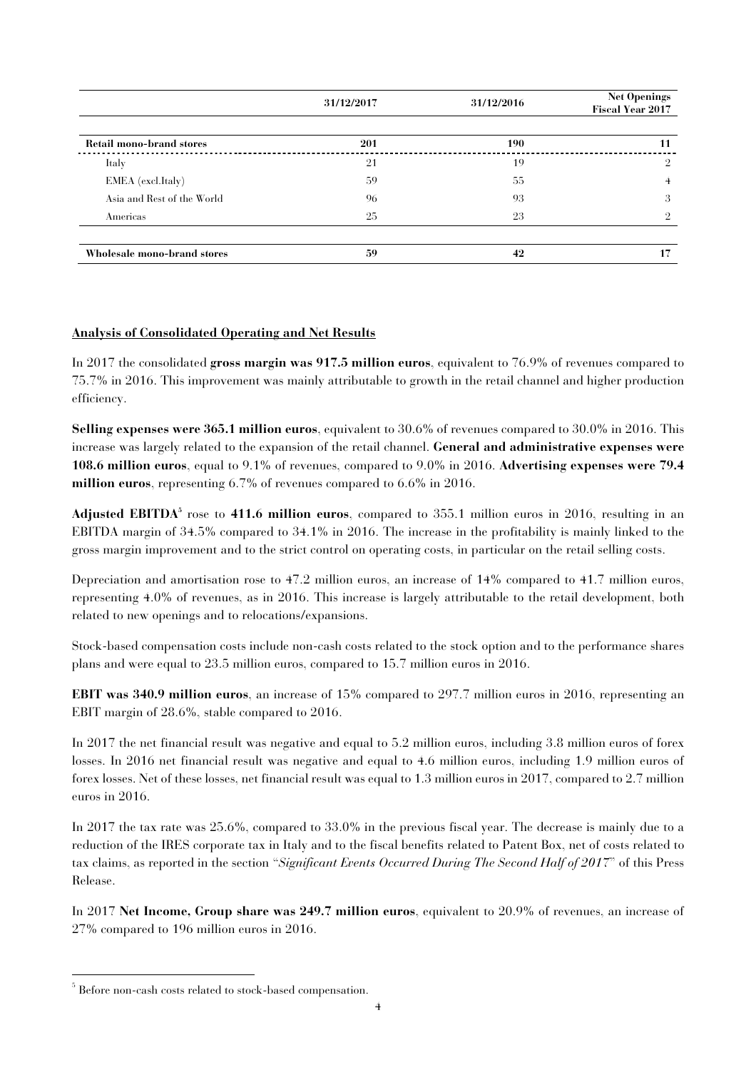| | 31/12/2017 | 31/12/2016 | Net Openings Fiscal Year 2017 |
|---|---|---|---|
| **Retail mono-brand stores** | **201** | **190** | **11** |
| Italy | 21 | 19 | 2 |
| EMEA (excl.Italy) | 59 | 55 | 4 |
| Asia and Rest of the World | 96 | 93 | 3 |
| Americas | 25 | 23 | 2 |
| **Wholesale mono-brand stores** | **59** | **42** | **17** |

## Analysis of Consolidated Operating and Net Results

In 2017 the consolidated **gross margin was 917.5 million euros**, equivalent to 76.9% of revenues compared to 75.7% in 2016. This improvement was mainly attributable to growth in the retail channel and higher production efficiency.

**Selling expenses were 365.1 million euros**, equivalent to 30.6% of revenues compared to 30.0% in 2016. This increase was largely related to the expansion of the retail channel. **General and administrative expenses were 108.6 million euros**, equal to 9.1% of revenues, compared to 9.0% in 2016. **Advertising expenses were 79.4 million euros**, representing 6.7% of revenues compared to 6.6% in 2016.

**Adjusted EBITDA**[5] rose to **411.6 million euros**, compared to 355.1 million euros in 2016, resulting in an EBITDA margin of 34.5% compared to 34.1% in 2016. The increase in the profitability is mainly linked to the gross margin improvement and to the strict control on operating costs, in particular on the retail selling costs.

Depreciation and amortisation rose to 47.2 million euros, an increase of 14% compared to 41.7 million euros, representing 4.0% of revenues, as in 2016. This increase is largely attributable to the retail development, both related to new openings and to relocations/expansions.

Stock-based compensation costs include non-cash costs related to the stock option and to the performance shares plans and were equal to 23.5 million euros, compared to 15.7 million euros in 2016.

**EBIT was 340.9 million euros**, an increase of 15% compared to 297.7 million euros in 2016, representing an EBIT margin of 28.6%, stable compared to 2016.

In 2017 the net financial result was negative and equal to 5.2 million euros, including 3.8 million euros of forex losses. In 2016 net financial result was negative and equal to 4.6 million euros, including 1.9 million euros of forex losses. Net of these losses, net financial result was equal to 1.3 million euros in 2017, compared to 2.7 million euros in 2016.

In 2017 the tax rate was 25.6%, compared to 33.0% in the previous fiscal year. The decrease is mainly due to a reduction of the IRES corporate tax in Italy and to the fiscal benefits related to Patent Box, net of costs related to tax claims, as reported in the section "*Significant Events Occurred During The Second Half of 2017*" of this Press Release.

In 2017 **Net Income, Group share was 249.7 million euros**, equivalent to 20.9% of revenues, an increase of 27% compared to 196 million euros in 2016.

[5] Before non-cash costs related to stock-based compensation.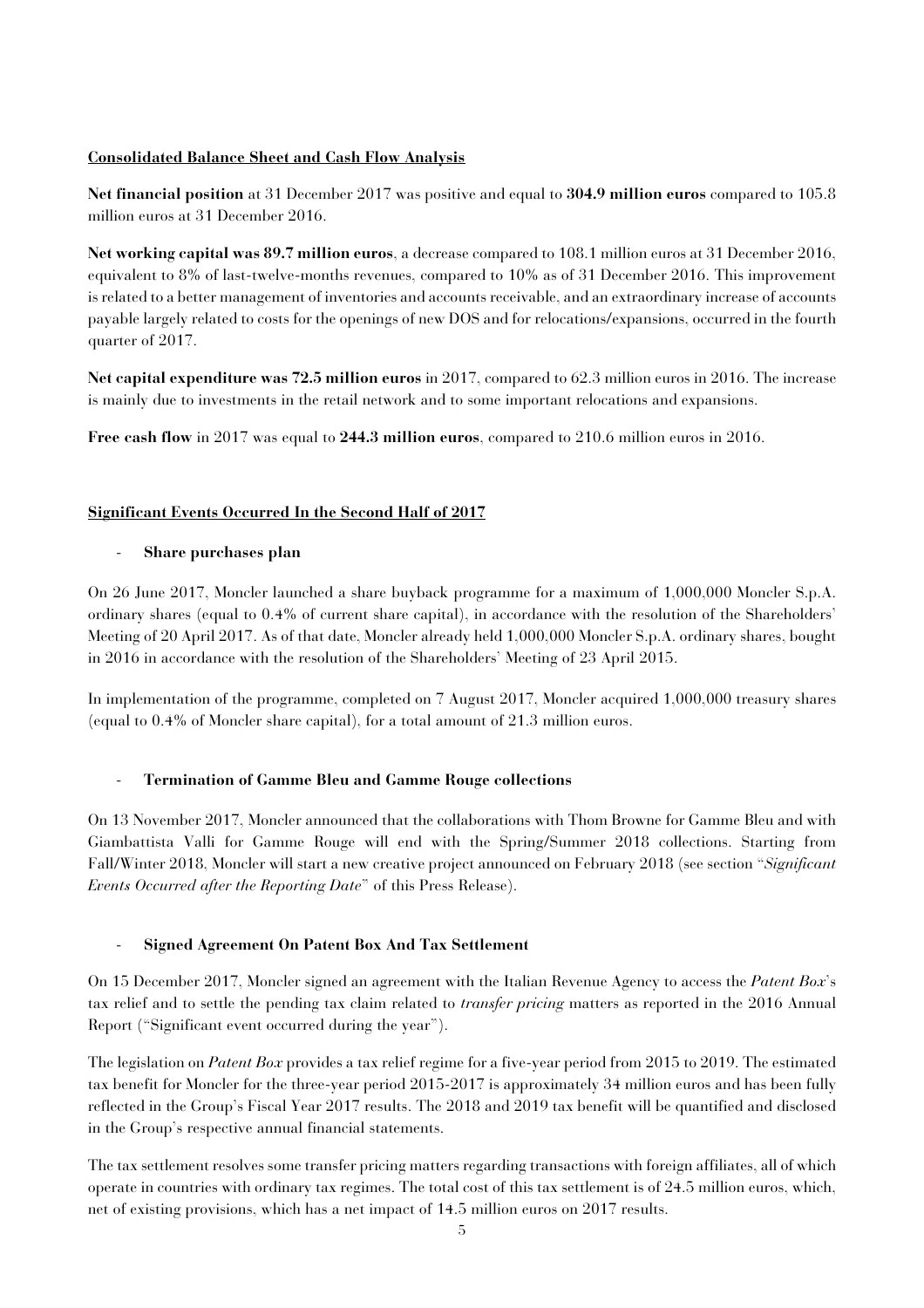**Consolidated Balance Sheet and Cash Flow Analysis**

**Net financial position** at 31 December 2017 was positive and equal to **304.9 million euros** compared to 105.8 million euros at 31 December 2016.

**Net working capital was 89.7 million euros**, a decrease compared to 108.1 million euros at 31 December 2016, equivalent to 8% of last-twelve-months revenues, compared to 10% as of 31 December 2016. This improvement is related to a better management of inventories and accounts receivable, and an extraordinary increase of accounts payable largely related to costs for the openings of new DOS and for relocations/expansions, occurred in the fourth quarter of 2017.

**Net capital expenditure was 72.5 million euros** in 2017, compared to 62.3 million euros in 2016. The increase is mainly due to investments in the retail network and to some important relocations and expansions.

**Free cash flow** in 2017 was equal to **244.3 million euros**, compared to 210.6 million euros in 2016.

**Significant Events Occurred In the Second Half of 2017**

- **Share purchases plan**

On 26 June 2017, Moncler launched a share buyback programme for a maximum of 1,000,000 Moncler S.p.A. ordinary shares (equal to 0.4% of current share capital), in accordance with the resolution of the Shareholders' Meeting of 20 April 2017. As of that date, Moncler already held 1,000,000 Moncler S.p.A. ordinary shares, bought in 2016 in accordance with the resolution of the Shareholders' Meeting of 23 April 2015.

In implementation of the programme, completed on 7 August 2017, Moncler acquired 1,000,000 treasury shares (equal to 0.4% of Moncler share capital), for a total amount of 21.3 million euros.

- **Termination of Gamme Bleu and Gamme Rouge collections**

On 13 November 2017, Moncler announced that the collaborations with Thom Browne for Gamme Bleu and with Giambattista Valli for Gamme Rouge will end with the Spring/Summer 2018 collections. Starting from Fall/Winter 2018, Moncler will start a new creative project announced on February 2018 (see section "*Significant Events Occurred after the Reporting Date*" of this Press Release).

- **Signed Agreement On Patent Box And Tax Settlement**

On 15 December 2017, Moncler signed an agreement with the Italian Revenue Agency to access the *Patent Box*'s tax relief and to settle the pending tax claim related to *transfer pricing* matters as reported in the 2016 Annual Report ("Significant event occurred during the year").

The legislation on *Patent Box* provides a tax relief regime for a five-year period from 2015 to 2019. The estimated tax benefit for Moncler for the three-year period 2015-2017 is approximately 34 million euros and has been fully reflected in the Group's Fiscal Year 2017 results. The 2018 and 2019 tax benefit will be quantified and disclosed in the Group's respective annual financial statements.

The tax settlement resolves some transfer pricing matters regarding transactions with foreign affiliates, all of which operate in countries with ordinary tax regimes. The total cost of this tax settlement is of 24.5 million euros, which, net of existing provisions, which has a net impact of 14.5 million euros on 2017 results.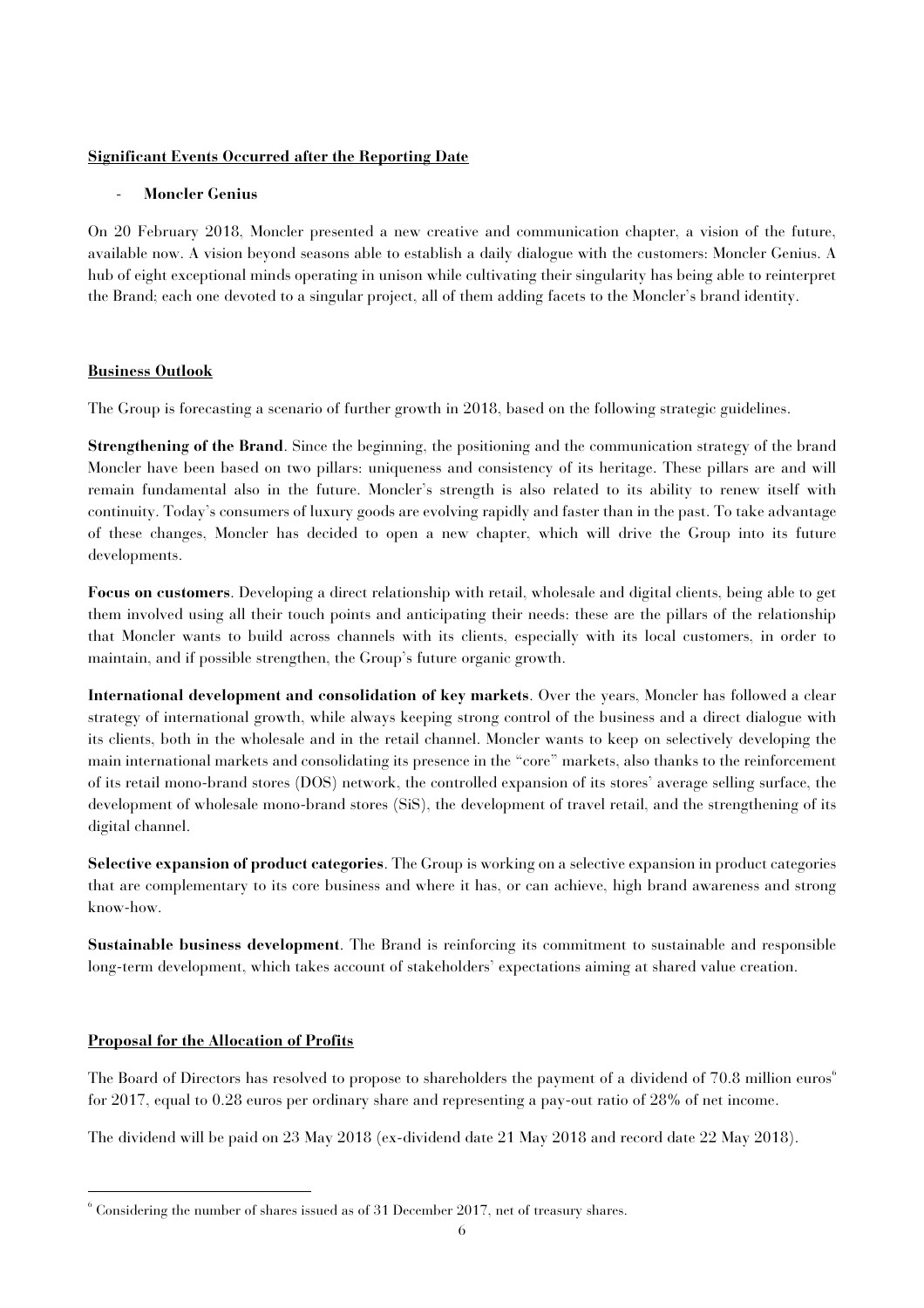## Significant Events Occurred after the Reporting Date

- **Moncler Genius**

On 20 February 2018, Moncler presented a new creative and communication chapter, a vision of the future, available now. A vision beyond seasons able to establish a daily dialogue with the customers: Moncler Genius. A hub of eight exceptional minds operating in unison while cultivating their singularity has being able to reinterpret the Brand; each one devoted to a singular project, all of them adding facets to the Moncler's brand identity.

## Business Outlook

The Group is forecasting a scenario of further growth in 2018, based on the following strategic guidelines.

**Strengthening of the Brand**. Since the beginning, the positioning and the communication strategy of the brand Moncler have been based on two pillars: uniqueness and consistency of its heritage. These pillars are and will remain fundamental also in the future. Moncler's strength is also related to its ability to renew itself with continuity. Today's consumers of luxury goods are evolving rapidly and faster than in the past. To take advantage of these changes, Moncler has decided to open a new chapter, which will drive the Group into its future developments.

**Focus on customers**. Developing a direct relationship with retail, wholesale and digital clients, being able to get them involved using all their touch points and anticipating their needs: these are the pillars of the relationship that Moncler wants to build across channels with its clients, especially with its local customers, in order to maintain, and if possible strengthen, the Group's future organic growth.

**International development and consolidation of key markets**. Over the years, Moncler has followed a clear strategy of international growth, while always keeping strong control of the business and a direct dialogue with its clients, both in the wholesale and in the retail channel. Moncler wants to keep on selectively developing the main international markets and consolidating its presence in the "core" markets, also thanks to the reinforcement of its retail mono-brand stores (DOS) network, the controlled expansion of its stores' average selling surface, the development of wholesale mono-brand stores (SiS), the development of travel retail, and the strengthening of its digital channel.

**Selective expansion of product categories**. The Group is working on a selective expansion in product categories that are complementary to its core business and where it has, or can achieve, high brand awareness and strong know-how.

**Sustainable business development**. The Brand is reinforcing its commitment to sustainable and responsible long-term development, which takes account of stakeholders' expectations aiming at shared value creation.

## Proposal for the Allocation of Profits

The Board of Directors has resolved to propose to shareholders the payment of a dividend of 70.8 million euros[6] for 2017, equal to 0.28 euros per ordinary share and representing a pay-out ratio of 28% of net income.

The dividend will be paid on 23 May 2018 (ex-dividend date 21 May 2018 and record date 22 May 2018).

[6] Considering the number of shares issued as of 31 December 2017, net of treasury shares.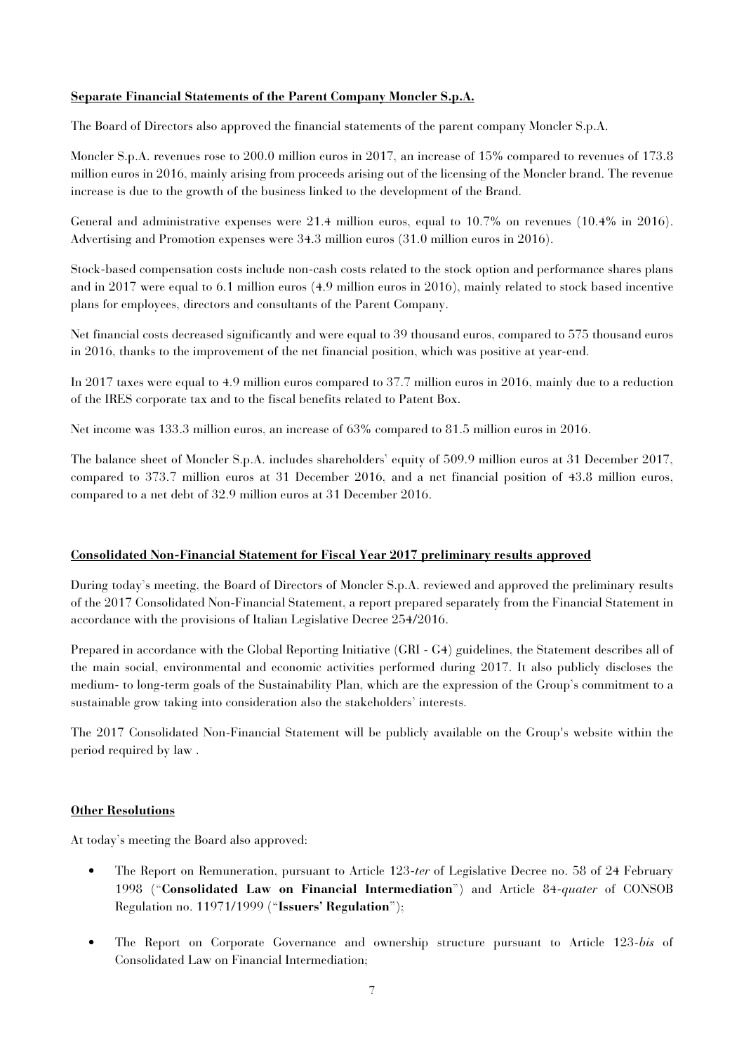## Separate Financial Statements of the Parent Company Moncler S.p.A.

The Board of Directors also approved the financial statements of the parent company Moncler S.p.A.

Moncler S.p.A. revenues rose to 200.0 million euros in 2017, an increase of 15% compared to revenues of 173.8 million euros in 2016, mainly arising from proceeds arising out of the licensing of the Moncler brand. The revenue increase is due to the growth of the business linked to the development of the Brand.

General and administrative expenses were 21.4 million euros, equal to 10.7% on revenues (10.4% in 2016). Advertising and Promotion expenses were 34.3 million euros (31.0 million euros in 2016).

Stock-based compensation costs include non-cash costs related to the stock option and performance shares plans and in 2017 were equal to 6.1 million euros (4.9 million euros in 2016), mainly related to stock based incentive plans for employees, directors and consultants of the Parent Company.

Net financial costs decreased significantly and were equal to 39 thousand euros, compared to 575 thousand euros in 2016, thanks to the improvement of the net financial position, which was positive at year-end.

In 2017 taxes were equal to 4.9 million euros compared to 37.7 million euros in 2016, mainly due to a reduction of the IRES corporate tax and to the fiscal benefits related to Patent Box.

Net income was 133.3 million euros, an increase of 63% compared to 81.5 million euros in 2016.

The balance sheet of Moncler S.p.A. includes shareholders' equity of 509.9 million euros at 31 December 2017, compared to 373.7 million euros at 31 December 2016, and a net financial position of 43.8 million euros, compared to a net debt of 32.9 million euros at 31 December 2016.

## Consolidated Non-Financial Statement for Fiscal Year 2017 preliminary results approved

During today's meeting, the Board of Directors of Moncler S.p.A. reviewed and approved the preliminary results of the 2017 Consolidated Non-Financial Statement, a report prepared separately from the Financial Statement in accordance with the provisions of Italian Legislative Decree 254/2016.

Prepared in accordance with the Global Reporting Initiative (GRI - G4) guidelines, the Statement describes all of the main social, environmental and economic activities performed during 2017. It also publicly discloses the medium- to long-term goals of the Sustainability Plan, which are the expression of the Group's commitment to a sustainable grow taking into consideration also the stakeholders' interests.

The 2017 Consolidated Non-Financial Statement will be publicly available on the Group's website within the period required by law .

## Other Resolutions

At today's meeting the Board also approved:

- The Report on Remuneration, pursuant to Article 123-*ter* of Legislative Decree no. 58 of 24 February 1998 ("**Consolidated Law on Financial Intermediation**") and Article 84-*quater* of CONSOB Regulation no. 11971/1999 ("**Issuers' Regulation**");
- The Report on Corporate Governance and ownership structure pursuant to Article 123-*bis* of Consolidated Law on Financial Intermediation;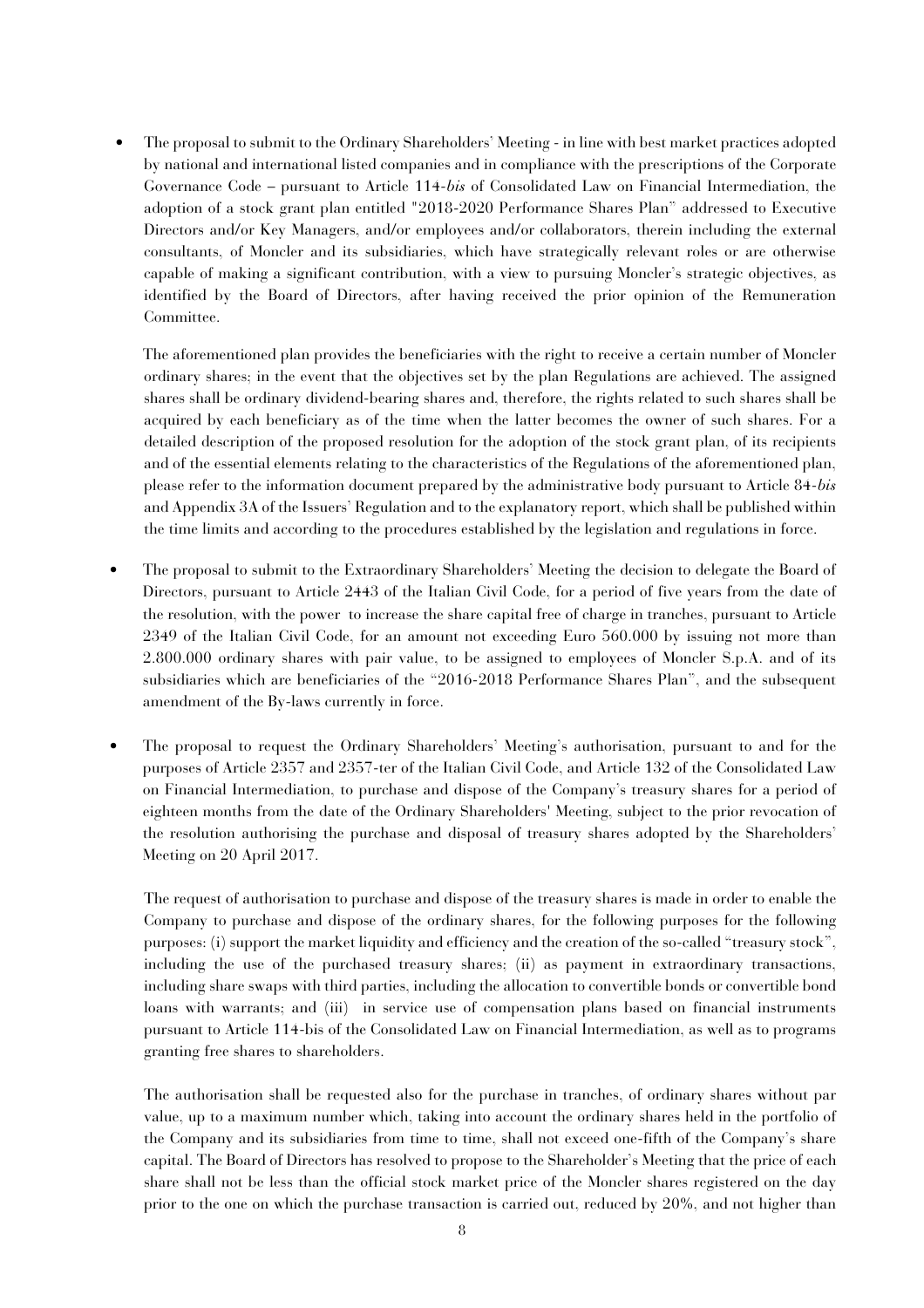- The proposal to submit to the Ordinary Shareholders' Meeting - in line with best market practices adopted by national and international listed companies and in compliance with the prescriptions of the Corporate Governance Code – pursuant to Article 114-*bis* of Consolidated Law on Financial Intermediation, the adoption of a stock grant plan entitled "2018-2020 Performance Shares Plan" addressed to Executive Directors and/or Key Managers, and/or employees and/or collaborators, therein including the external consultants, of Moncler and its subsidiaries, which have strategically relevant roles or are otherwise capable of making a significant contribution, with a view to pursuing Moncler's strategic objectives, as identified by the Board of Directors, after having received the prior opinion of the Remuneration Committee.

  The aforementioned plan provides the beneficiaries with the right to receive a certain number of Moncler ordinary shares; in the event that the objectives set by the plan Regulations are achieved. The assigned shares shall be ordinary dividend-bearing shares and, therefore, the rights related to such shares shall be acquired by each beneficiary as of the time when the latter becomes the owner of such shares. For a detailed description of the proposed resolution for the adoption of the stock grant plan, of its recipients and of the essential elements relating to the characteristics of the Regulations of the aforementioned plan, please refer to the information document prepared by the administrative body pursuant to Article 84-*bis* and Appendix 3A of the Issuers' Regulation and to the explanatory report, which shall be published within the time limits and according to the procedures established by the legislation and regulations in force.

- The proposal to submit to the Extraordinary Shareholders' Meeting the decision to delegate the Board of Directors, pursuant to Article 2443 of the Italian Civil Code, for a period of five years from the date of the resolution, with the power to increase the share capital free of charge in tranches, pursuant to Article 2349 of the Italian Civil Code, for an amount not exceeding Euro 560.000 by issuing not more than 2.800.000 ordinary shares with pair value, to be assigned to employees of Moncler S.p.A. and of its subsidiaries which are beneficiaries of the "2016-2018 Performance Shares Plan", and the subsequent amendment of the By-laws currently in force.

- The proposal to request the Ordinary Shareholders' Meeting's authorisation, pursuant to and for the purposes of Article 2357 and 2357-ter of the Italian Civil Code, and Article 132 of the Consolidated Law on Financial Intermediation, to purchase and dispose of the Company's treasury shares for a period of eighteen months from the date of the Ordinary Shareholders' Meeting, subject to the prior revocation of the resolution authorising the purchase and disposal of treasury shares adopted by the Shareholders' Meeting on 20 April 2017.

  The request of authorisation to purchase and dispose of the treasury shares is made in order to enable the Company to purchase and dispose of the ordinary shares, for the following purposes for the following purposes: (i) support the market liquidity and efficiency and the creation of the so-called "treasury stock", including the use of the purchased treasury shares; (ii) as payment in extraordinary transactions, including share swaps with third parties, including the allocation to convertible bonds or convertible bond loans with warrants; and (iii) in service use of compensation plans based on financial instruments pursuant to Article 114-bis of the Consolidated Law on Financial Intermediation, as well as to programs granting free shares to shareholders.

  The authorisation shall be requested also for the purchase in tranches, of ordinary shares without par value, up to a maximum number which, taking into account the ordinary shares held in the portfolio of the Company and its subsidiaries from time to time, shall not exceed one-fifth of the Company's share capital. The Board of Directors has resolved to propose to the Shareholder's Meeting that the price of each share shall not be less than the official stock market price of the Moncler shares registered on the day prior to the one on which the purchase transaction is carried out, reduced by 20%, and not higher than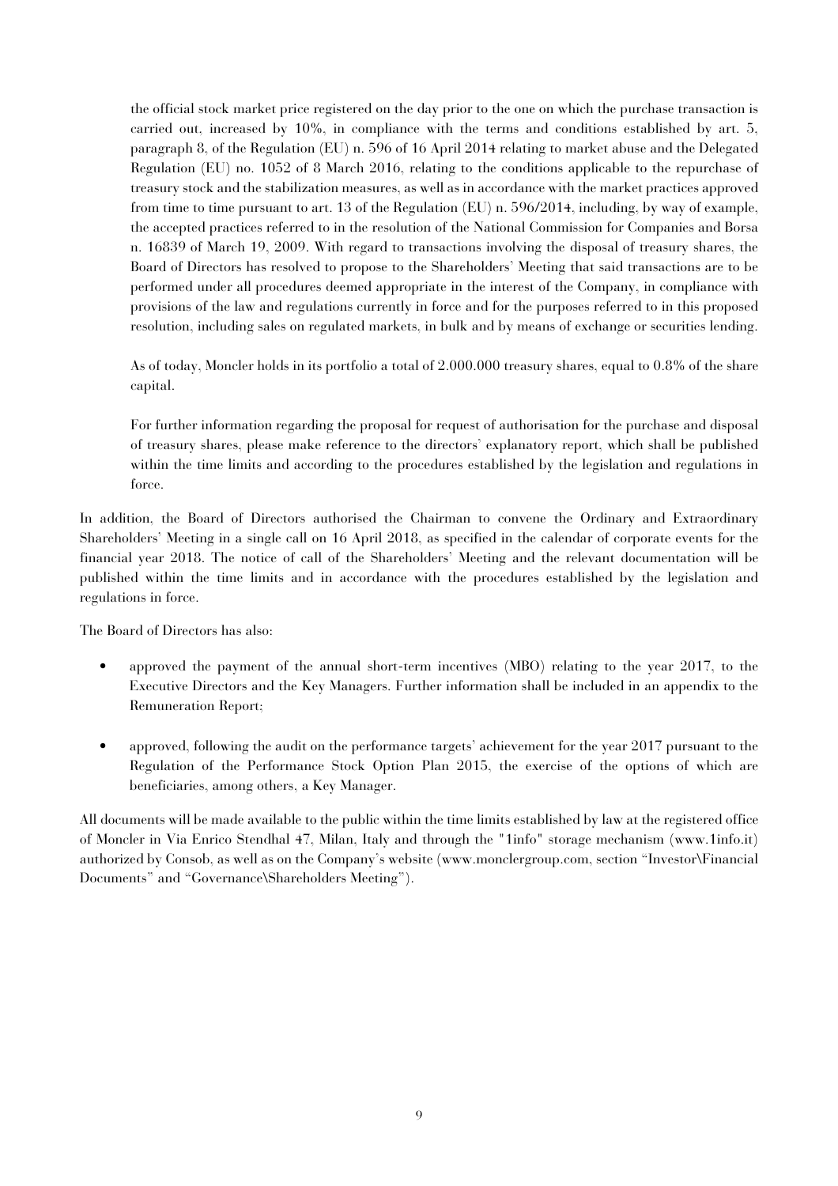the official stock market price registered on the day prior to the one on which the purchase transaction is carried out, increased by 10%, in compliance with the terms and conditions established by art. 5, paragraph 8, of the Regulation (EU) n. 596 of 16 April 2014 relating to market abuse and the Delegated Regulation (EU) no. 1052 of 8 March 2016, relating to the conditions applicable to the repurchase of treasury stock and the stabilization measures, as well as in accordance with the market practices approved from time to time pursuant to art. 13 of the Regulation (EU) n. 596/2014, including, by way of example, the accepted practices referred to in the resolution of the National Commission for Companies and Borsa n. 16839 of March 19, 2009. With regard to transactions involving the disposal of treasury shares, the Board of Directors has resolved to propose to the Shareholders' Meeting that said transactions are to be performed under all procedures deemed appropriate in the interest of the Company, in compliance with provisions of the law and regulations currently in force and for the purposes referred to in this proposed resolution, including sales on regulated markets, in bulk and by means of exchange or securities lending.

As of today, Moncler holds in its portfolio a total of 2.000.000 treasury shares, equal to 0.8% of the share capital.

For further information regarding the proposal for request of authorisation for the purchase and disposal of treasury shares, please make reference to the directors' explanatory report, which shall be published within the time limits and according to the procedures established by the legislation and regulations in force.

In addition, the Board of Directors authorised the Chairman to convene the Ordinary and Extraordinary Shareholders' Meeting in a single call on 16 April 2018, as specified in the calendar of corporate events for the financial year 2018. The notice of call of the Shareholders' Meeting and the relevant documentation will be published within the time limits and in accordance with the procedures established by the legislation and regulations in force.

The Board of Directors has also:

- approved the payment of the annual short-term incentives (MBO) relating to the year 2017, to the Executive Directors and the Key Managers. Further information shall be included in an appendix to the Remuneration Report;

- approved, following the audit on the performance targets' achievement for the year 2017 pursuant to the Regulation of the Performance Stock Option Plan 2015, the exercise of the options of which are beneficiaries, among others, a Key Manager.

All documents will be made available to the public within the time limits established by law at the registered office of Moncler in Via Enrico Stendhal 47, Milan, Italy and through the "1info" storage mechanism (www.1info.it) authorized by Consob, as well as on the Company's website (www.monclergroup.com, section "Investor\Financial Documents" and "Governance\Shareholders Meeting").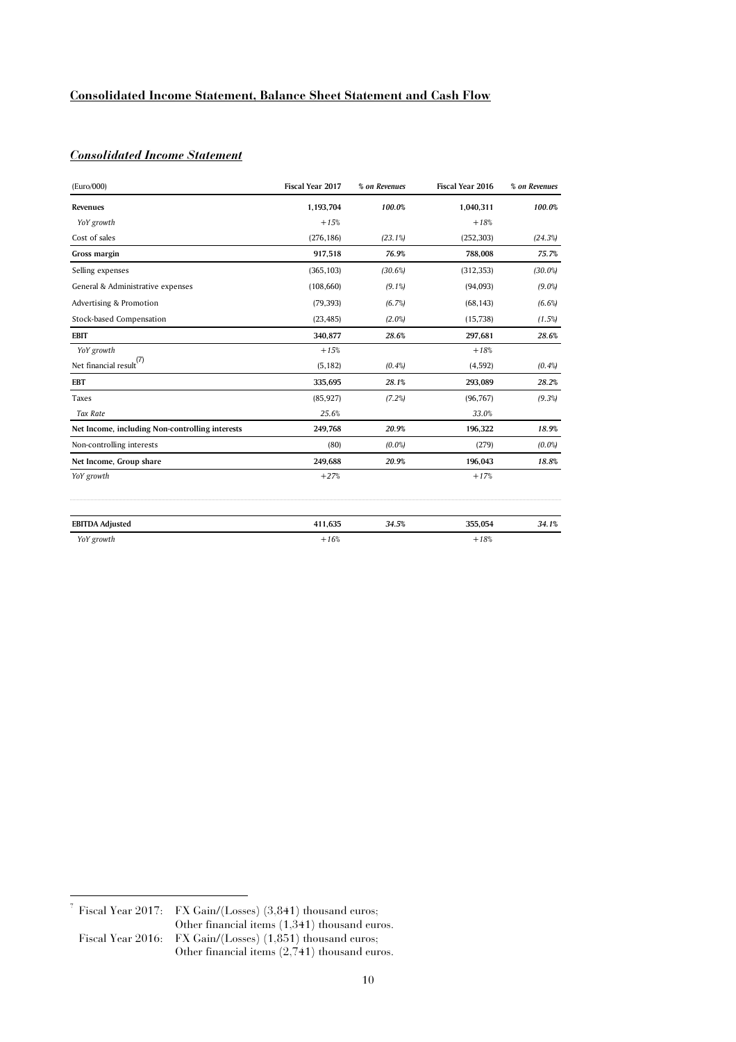## Consolidated Income Statement, Balance Sheet Statement and Cash Flow

### *Consolidated Income Statement*

| (Euro/000) | Fiscal Year 2017 | *% on Revenues* | Fiscal Year 2016 | *% on Revenues* |
|---|---|---|---|---|
| **Revenues** | **1,193,704** | *100.0%* | **1,040,311** | *100.0%* |
| *YoY growth* | *+15%* | | *+18%* | |
| Cost of sales | (276,186) | *(23.1%)* | (252,303) | *(24.3%)* |
| **Gross margin** | **917,518** | ***76.9%*** | **788,008** | ***75.7%*** |
| Selling expenses | (365,103) | *(30.6%)* | (312,353) | *(30.0%)* |
| General & Administrative expenses | (108,660) | *(9.1%)* | (94,093) | *(9.0%)* |
| Advertising & Promotion | (79,393) | *(6.7%)* | (68,143) | *(6.6%)* |
| Stock-based Compensation | (23,485) | *(2.0%)* | (15,738) | *(1.5%)* |
| **EBIT** | **340,877** | ***28.6%*** | **297,681** | ***28.6%*** |
| *YoY growth* | *+15%* | | *+18%* | |
| Net financial result[7] | (5,182) | *(0.4%)* | (4,592) | *(0.4%)* |
| **EBT** | **335,695** | ***28.1%*** | **293,089** | ***28.2%*** |
| Taxes | (85,927) | *(7.2%)* | (96,767) | *(9.3%)* |
| *Tax Rate* | *25.6%* | | *33.0%* | |
| **Net Income, including Non-controlling interests** | **249,768** | ***20.9%*** | **196,322** | ***18.9%*** |
| Non-controlling interests | (80) | *(0.0%)* | (279) | *(0.0%)* |
| **Net Income, Group share** | **249,688** | ***20.9%*** | **196,043** | ***18.8%*** |
| *YoY growth* | *+27%* | | *+17%* | |

| **EBITDA Adjusted** | **411,635** | ***34.5%*** | **355,054** | ***34.1%*** |
|---|---|---|---|---|
| *YoY growth* | *+16%* | | *+18%* | |

[7] Fiscal Year 2017: FX Gain/(Losses) (3,841) thousand euros; Other financial items (1,341) thousand euros.
Fiscal Year 2016: FX Gain/(Losses) (1,851) thousand euros; Other financial items (2,741) thousand euros.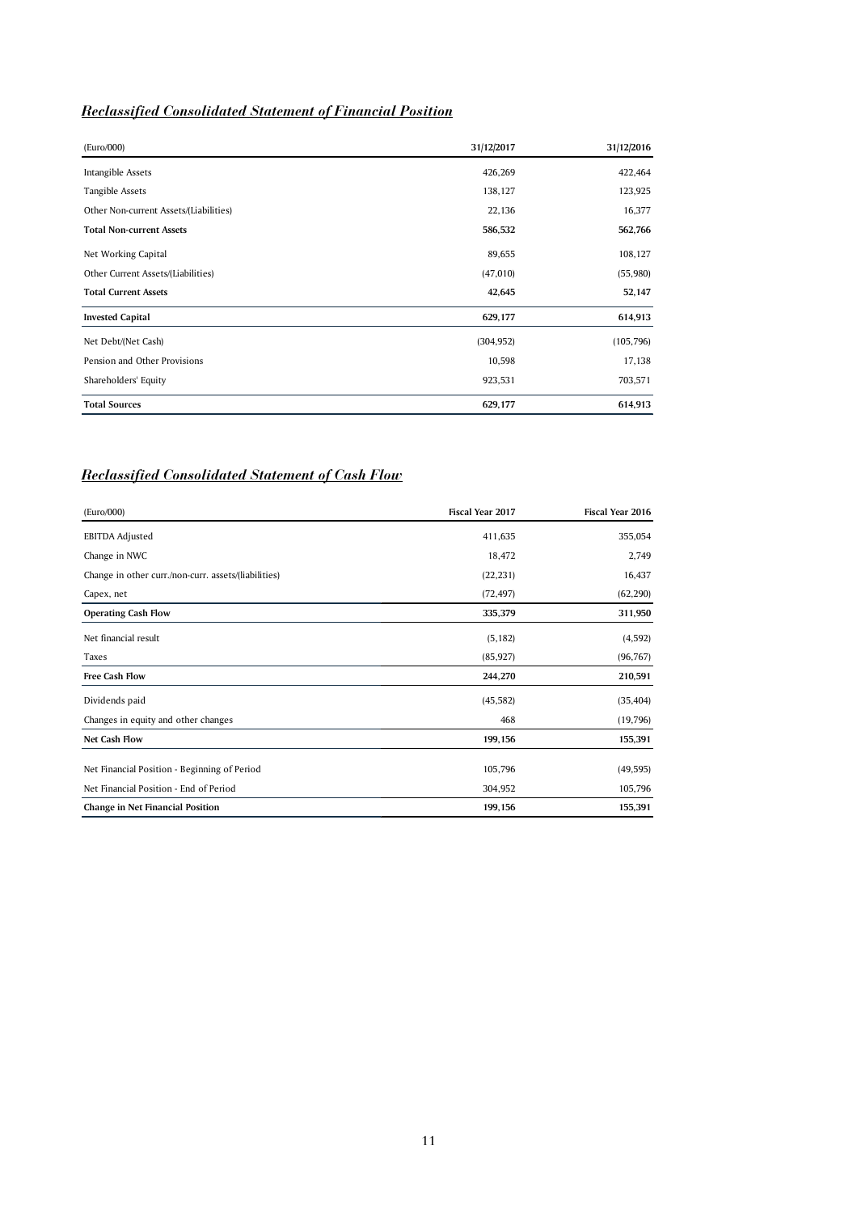## *Reclassified Consolidated Statement of Financial Position*

| (Euro/000) | 31/12/2017 | 31/12/2016 |
|---|---|---|
| Intangible Assets | 426,269 | 422,464 |
| Tangible Assets | 138,127 | 123,925 |
| Other Non-current Assets/(Liabilities) | 22,136 | 16,377 |
| **Total Non-current Assets** | **586,532** | **562,766** |
| Net Working Capital | 89,655 | 108,127 |
| Other Current Assets/(Liabilities) | (47,010) | (55,980) |
| **Total Current Assets** | **42,645** | **52,147** |
| **Invested Capital** | **629,177** | **614,913** |
| Net Debt/(Net Cash) | (304,952) | (105,796) |
| Pension and Other Provisions | 10,598 | 17,138 |
| Shareholders' Equity | 923,531 | 703,571 |
| **Total Sources** | **629,177** | **614,913** |

## *Reclassified Consolidated Statement of Cash Flow*

| (Euro/000) | Fiscal Year 2017 | Fiscal Year 2016 |
|---|---|---|
| EBITDA Adjusted | 411,635 | 355,054 |
| Change in NWC | 18,472 | 2,749 |
| Change in other curr./non-curr. assets/(liabilities) | (22,231) | 16,437 |
| Capex, net | (72,497) | (62,290) |
| **Operating Cash Flow** | **335,379** | **311,950** |
| Net financial result | (5,182) | (4,592) |
| Taxes | (85,927) | (96,767) |
| **Free Cash Flow** | **244,270** | **210,591** |
| Dividends paid | (45,582) | (35,404) |
| Changes in equity and other changes | 468 | (19,796) |
| **Net Cash Flow** | **199,156** | **155,391** |
| Net Financial Position - Beginning of Period | 105,796 | (49,595) |
| Net Financial Position - End of Period | 304,952 | 105,796 |
| **Change in Net Financial Position** | **199,156** | **155,391** |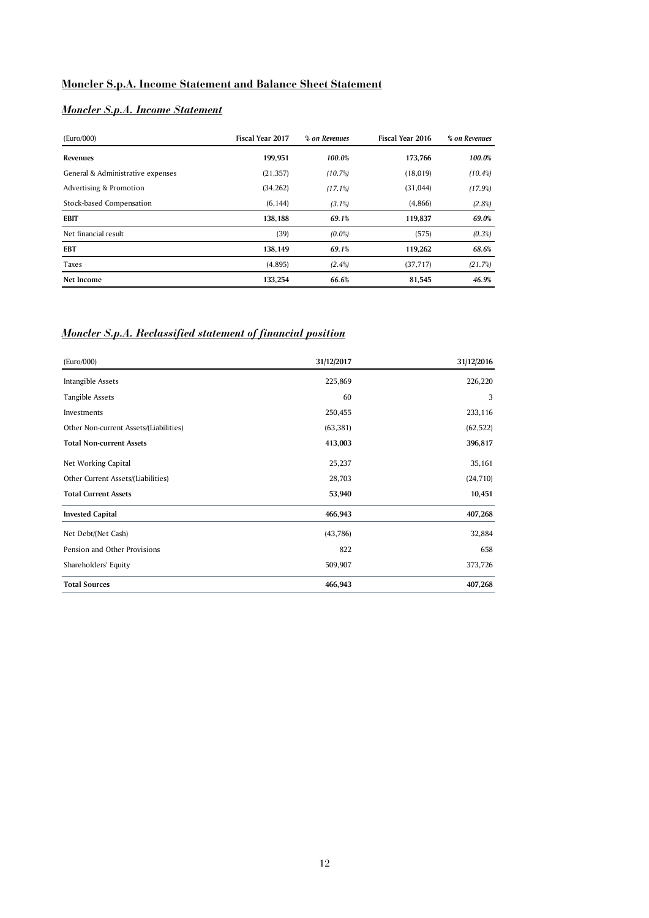## Moncler S.p.A. Income Statement and Balance Sheet Statement

### *Moncler S.p.A. Income Statement*

| (Euro/000) | Fiscal Year 2017 | *% on Revenues* | Fiscal Year 2016 | *% on Revenues* |
|---|---|---|---|---|
| **Revenues** | **199,951** | ***100.0%*** | **173,766** | ***100.0%*** |
| General & Administrative expenses | (21,357) | *(10.7%)* | (18,019) | *(10.4%)* |
| Advertising & Promotion | (34,262) | *(17.1%)* | (31,044) | *(17.9%)* |
| Stock-based Compensation | (6,144) | *(3.1%)* | (4,866) | *(2.8%)* |
| **EBIT** | **138,188** | ***69.1%*** | **119,837** | ***69.0%*** |
| Net financial result | (39) | *(0.0%)* | (575) | *(0.3%)* |
| **EBT** | **138,149** | ***69.1%*** | **119,262** | ***68.6%*** |
| Taxes | (4,895) | *(2.4%)* | (37,717) | *(21.7%)* |
| **Net Income** | **133,254** | ***66.6%*** | **81,545** | ***46.9%*** |

### *Moncler S.p.A. Reclassified statement of financial position*

| (Euro/000) | 31/12/2017 | 31/12/2016 |
|---|---|---|
| Intangible Assets | 225,869 | 226,220 |
| Tangible Assets | 60 | 3 |
| Investments | 250,455 | 233,116 |
| Other Non-current Assets/(Liabilities) | (63,381) | (62,522) |
| **Total Non-current Assets** | **413,003** | **396,817** |
| Net Working Capital | 25,237 | 35,161 |
| Other Current Assets/(Liabilities) | 28,703 | (24,710) |
| **Total Current Assets** | **53,940** | **10,451** |
| **Invested Capital** | **466,943** | **407,268** |
| Net Debt/(Net Cash) | (43,786) | 32,884 |
| Pension and Other Provisions | 822 | 658 |
| Shareholders' Equity | 509,907 | 373,726 |
| **Total Sources** | **466,943** | **407,268** |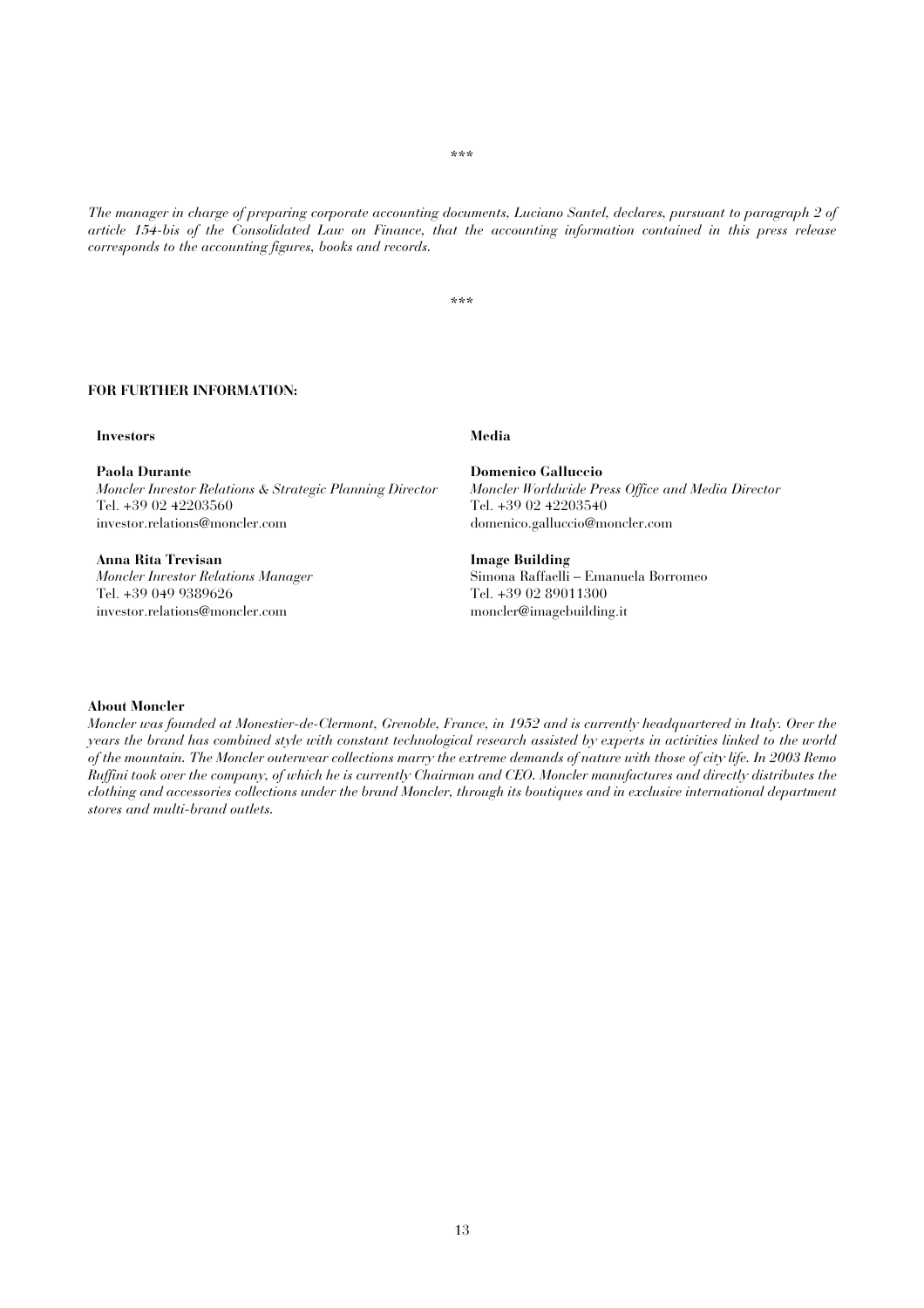\*\*\*

*The manager in charge of preparing corporate accounting documents, Luciano Santel, declares, pursuant to paragraph 2 of article 154-bis of the Consolidated Law on Finance, that the accounting information contained in this press release corresponds to the accounting figures, books and records.*

\*\*\*

**FOR FURTHER INFORMATION:**

**Investors**

**Paola Durante**
*Moncler Investor Relations & Strategic Planning Director*
Tel. +39 02 42203560
investor.relations@moncler.com

**Anna Rita Trevisan**
*Moncler Investor Relations Manager*
Tel. +39 049 9389626
investor.relations@moncler.com

**Media**

**Domenico Galluccio**
*Moncler Worldwide Press Office and Media Director*
Tel. +39 02 42203540
domenico.galluccio@moncler.com

**Image Building**
Simona Raffaelli – Emanuela Borromeo
Tel. +39 02 89011300
moncler@imagebuilding.it

**About Moncler**
*Moncler was founded at Monestier-de-Clermont, Grenoble, France, in 1952 and is currently headquartered in Italy. Over the years the brand has combined style with constant technological research assisted by experts in activities linked to the world of the mountain. The Moncler outerwear collections marry the extreme demands of nature with those of city life. In 2003 Remo Ruffini took over the company, of which he is currently Chairman and CEO. Moncler manufactures and directly distributes the clothing and accessories collections under the brand Moncler, through its boutiques and in exclusive international department stores and multi-brand outlets.*